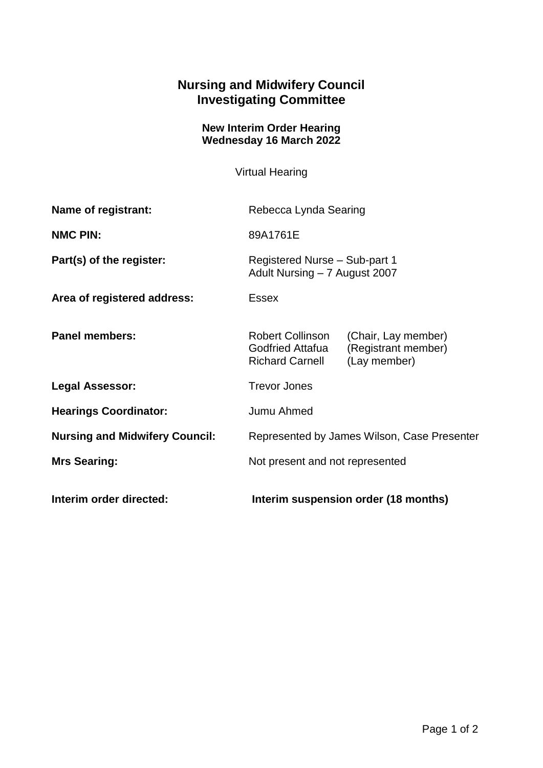# Nursing and Midwifery Council
# Investigating Committee

### New Interim Order Hearing
### Wednesday 16 March 2022

Virtual Hearing

**Name of registrant:** Rebecca Lynda Searing

**NMC PIN:** 89A1761E

**Part(s) of the register:** Registered Nurse – Sub-part 1
Adult Nursing – 7 August 2007

**Area of registered address:** Essex

**Panel members:**
Robert Collinson (Chair, Lay member)
Godfried Attafua (Registrant member)
Richard Carnell (Lay member)

**Legal Assessor:** Trevor Jones

**Hearings Coordinator:** Jumu Ahmed

**Nursing and Midwifery Council:** Represented by James Wilson, Case Presenter

**Mrs Searing:** Not present and not represented

**Interim order directed:** **Interim suspension order (18 months)**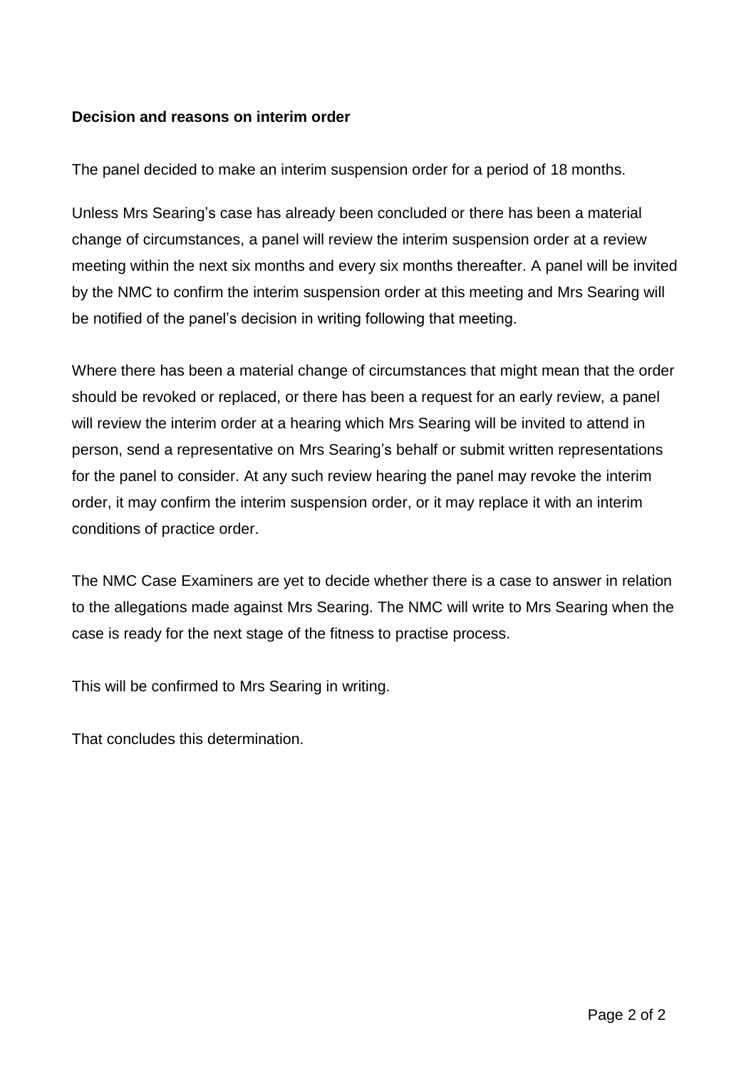**Decision and reasons on interim order**

The panel decided to make an interim suspension order for a period of 18 months.

Unless Mrs Searing's case has already been concluded or there has been a material change of circumstances, a panel will review the interim suspension order at a review meeting within the next six months and every six months thereafter. A panel will be invited by the NMC to confirm the interim suspension order at this meeting and Mrs Searing will be notified of the panel's decision in writing following that meeting.

Where there has been a material change of circumstances that might mean that the order should be revoked or replaced, or there has been a request for an early review, a panel will review the interim order at a hearing which Mrs Searing will be invited to attend in person, send a representative on Mrs Searing's behalf or submit written representations for the panel to consider. At any such review hearing the panel may revoke the interim order, it may confirm the interim suspension order, or it may replace it with an interim conditions of practice order.

The NMC Case Examiners are yet to decide whether there is a case to answer in relation to the allegations made against Mrs Searing. The NMC will write to Mrs Searing when the case is ready for the next stage of the fitness to practise process.

This will be confirmed to Mrs Searing in writing.

That concludes this determination.